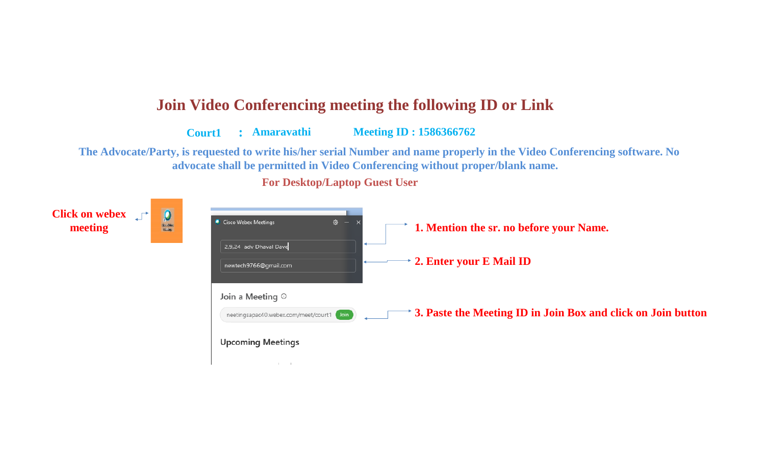# Join Video Conferencing meeting the following ID or Link

**Court1 : Amaravathi Meeting ID : 1586366762**

**The Advocate/Party, is requested to write his/her serial Number and name properly in the Video Conferencing software. No advocate shall be permitted in Video Conferencing without proper/blank name.**

**For Desktop/Laptop Guest User**

**Click on webex meeting**

**1. Mention the sr. no before your Name.**

**2. Enter your E Mail ID**

**3. Paste the Meeting ID in Join Box and click on Join button**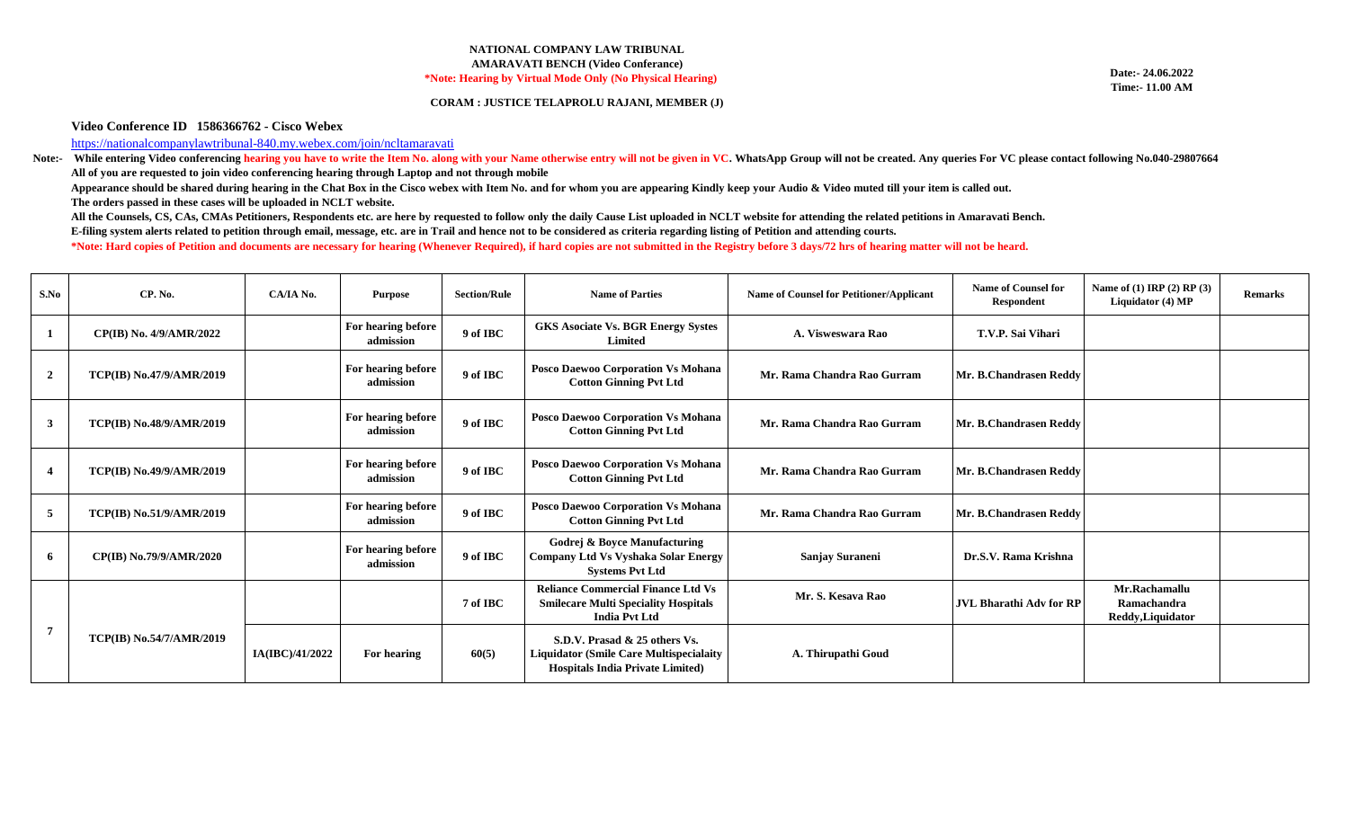**NATIONAL COMPANY LAW TRIBUNAL**
**AMARAVATI BENCH (Video Conferance)**
**\*Note: Hearing by Virtual Mode Only (No Physical Hearing)**

**Date:- 24.06.2022**
**Time:- 11.00 AM**

**CORAM : JUSTICE TELAPROLU RAJANI, MEMBER (J)**

**Video Conference ID 1586366762 - Cisco Webex**

https://nationalcompanylawtribunal-840.my.webex.com/join/ncltamaravati

**Note:- While entering Video conferencing hearing you have to write the Item No. along with your Name otherwise entry will not be given in VC. WhatsApp Group will not be created. Any queries For VC please contact following No.040-29807664**
**All of you are requested to join video conferencing hearing through Laptop and not through mobile**
**Appearance should be shared during hearing in the Chat Box in the Cisco webex with Item No. and for whom you are appearing Kindly keep your Audio & Video muted till your item is called out.**
**The orders passed in these cases will be uploaded in NCLT website.**
**All the Counsels, CS, CAs, CMAs Petitioners, Respondents etc. are here by requested to follow only the daily Cause List uploaded in NCLT website for attending the related petitions in Amaravati Bench.**
**E-filing system alerts related to petition through email, message, etc. are in Trail and hence not to be considered as criteria regarding listing of Petition and attending courts.**
**\*Note: Hard copies of Petition and documents are necessary for hearing (Whenever Required), if hard copies are not submitted in the Registry before 3 days/72 hrs of hearing matter will not be heard.**

| S.No | CP. No. | CA/IA No. | Purpose | Section/Rule | Name of Parties | Name of Counsel for Petitioner/Applicant | Name of Counsel for Respondent | Name of (1) IRP (2) RP (3) Liquidator (4) MP | Remarks |
|---|---|---|---|---|---|---|---|---|---|
| 1 | CP(IB) No. 4/9/AMR/2022 | | For hearing before admission | 9 of IBC | GKS Asociate Vs. BGR Energy Systes Limited | A. Visweswara Rao | T.V.P. Sai Vihari | | |
| 2 | TCP(IB) No.47/9/AMR/2019 | | For hearing before admission | 9 of IBC | Posco Daewoo Corporation Vs Mohana Cotton Ginning Pvt Ltd | Mr. Rama Chandra Rao Gurram | Mr. B.Chandrasen Reddy | | |
| 3 | TCP(IB) No.48/9/AMR/2019 | | For hearing before admission | 9 of IBC | Posco Daewoo Corporation Vs Mohana Cotton Ginning Pvt Ltd | Mr. Rama Chandra Rao Gurram | Mr. B.Chandrasen Reddy | | |
| 4 | TCP(IB) No.49/9/AMR/2019 | | For hearing before admission | 9 of IBC | Posco Daewoo Corporation Vs Mohana Cotton Ginning Pvt Ltd | Mr. Rama Chandra Rao Gurram | Mr. B.Chandrasen Reddy | | |
| 5 | TCP(IB) No.51/9/AMR/2019 | | For hearing before admission | 9 of IBC | Posco Daewoo Corporation Vs Mohana Cotton Ginning Pvt Ltd | Mr. Rama Chandra Rao Gurram | Mr. B.Chandrasen Reddy | | |
| 6 | CP(IB) No.79/9/AMR/2020 | | For hearing before admission | 9 of IBC | Godrej & Boyce Manufacturing Company Ltd Vs Vyshaka Solar Energy Systems Pvt Ltd | Sanjay Suraneni | Dr.S.V. Rama Krishna | | |
| 7 | TCP(IB) No.54/7/AMR/2019 | | | 7 of IBC | Reliance Commercial Finance Ltd Vs Smilecare Multi Speciality Hospitals India Pvt Ltd | Mr. S. Kesava Rao | JVL Bharathi Adv for RP | Mr.Rachamallu Ramachandra Reddy,Liquidator | |
| | | IA(IBC)/41/2022 | For hearing | 60(5) | S.D.V. Prasad & 25 others Vs. Liquidator (Smile Care Multispecialaity Hospitals India Private Limited) | A. Thirupathi Goud | | | |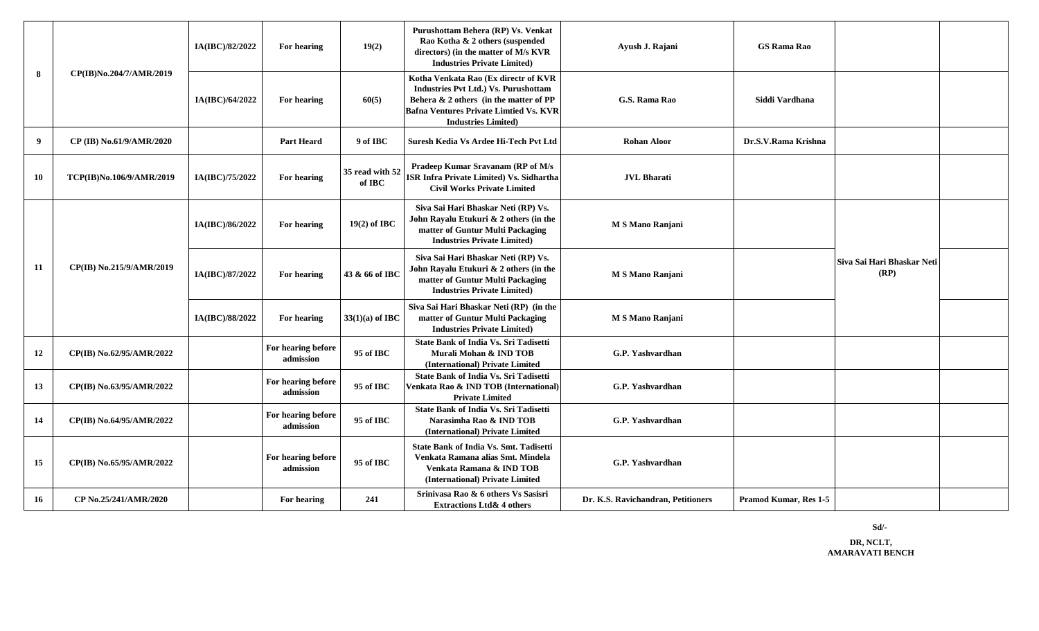| | | | | | | | | | |
|---|---|---|---|---|---|---|---|---|---|
| 8 | CP(IB)No.204/7/AMR/2019 | IA(IBC)/82/2022 | For hearing | 19(2) | Purushottam Behera (RP) Vs. Venkat Rao Kotha & 2 others (suspended directors) (in the matter of M/s KVR Industries Private Limited) | Ayush J. Rajani | GS Rama Rao | | |
| | | IA(IBC)/64/2022 | For hearing | 60(5) | Kotha Venkata Rao (Ex directr of KVR Industries Pvt Ltd.) Vs. Purushottam Behera & 2 others (in the matter of PP Bafna Ventures Private Limtied Vs. KVR Industries Limited) | G.S. Rama Rao | Siddi Vardhana | | |
| 9 | CP (IB) No.61/9/AMR/2020 | | Part Heard | 9 of IBC | Suresh Kedia Vs Ardee Hi-Tech Pvt Ltd | Rohan Aloor | Dr.S.V.Rama Krishna | | |
| 10 | TCP(IB)No.106/9/AMR/2019 | IA(IBC)/75/2022 | For hearing | 35 read with 52 of IBC | Pradeep Kumar Sravanam (RP of M/s ISR Infra Private Limited) Vs. Sidhartha Civil Works Private Limited | JVL Bharati | | | |
| 11 | CP(IB) No.215/9/AMR/2019 | IA(IBC)/86/2022 | For hearing | 19(2) of IBC | Siva Sai Hari Bhaskar Neti (RP) Vs. John Rayalu Etukuri & 2 others (in the matter of Guntur Multi Packaging Industries Private Limited) | M S Mano Ranjani | | Siva Sai Hari Bhaskar Neti (RP) | |
| | | IA(IBC)/87/2022 | For hearing | 43 & 66 of IBC | Siva Sai Hari Bhaskar Neti (RP) Vs. John Rayalu Etukuri & 2 others (in the matter of Guntur Multi Packaging Industries Private Limited) | M S Mano Ranjani | | | |
| | | IA(IBC)/88/2022 | For hearing | 33(1)(a) of IBC | Siva Sai Hari Bhaskar Neti (RP) (in the matter of Guntur Multi Packaging Industries Private Limited) | M S Mano Ranjani | | | |
| 12 | CP(IB) No.62/95/AMR/2022 | | For hearing before admission | 95 of IBC | State Bank of India Vs. Sri Tadisetti Murali Mohan & IND TOB (International) Private Limited | G.P. Yashvardhan | | | |
| 13 | CP(IB) No.63/95/AMR/2022 | | For hearing before admission | 95 of IBC | State Bank of India Vs. Sri Tadisetti Venkata Rao & IND TOB (International) Private Limited | G.P. Yashvardhan | | | |
| 14 | CP(IB) No.64/95/AMR/2022 | | For hearing before admission | 95 of IBC | State Bank of India Vs. Sri Tadisetti Narasimha Rao & IND TOB (International) Private Limited | G.P. Yashvardhan | | | |
| 15 | CP(IB) No.65/95/AMR/2022 | | For hearing before admission | 95 of IBC | State Bank of India Vs. Smt. Tadisetti Venkata Ramana alias Smt. Mindela Venkata Ramana & IND TOB (International) Private Limited | G.P. Yashvardhan | | | |
| 16 | CP No.25/241/AMR/2020 | | For hearing | 241 | Srinivasa Rao & 6 others Vs Sasisri Extractions Ltd& 4 others | Dr. K.S. Ravichandran, Petitioners | Pramod Kumar, Res 1-5 | | |

Sd/-

**DR, NCLT,**
**AMARAVATI BENCH**